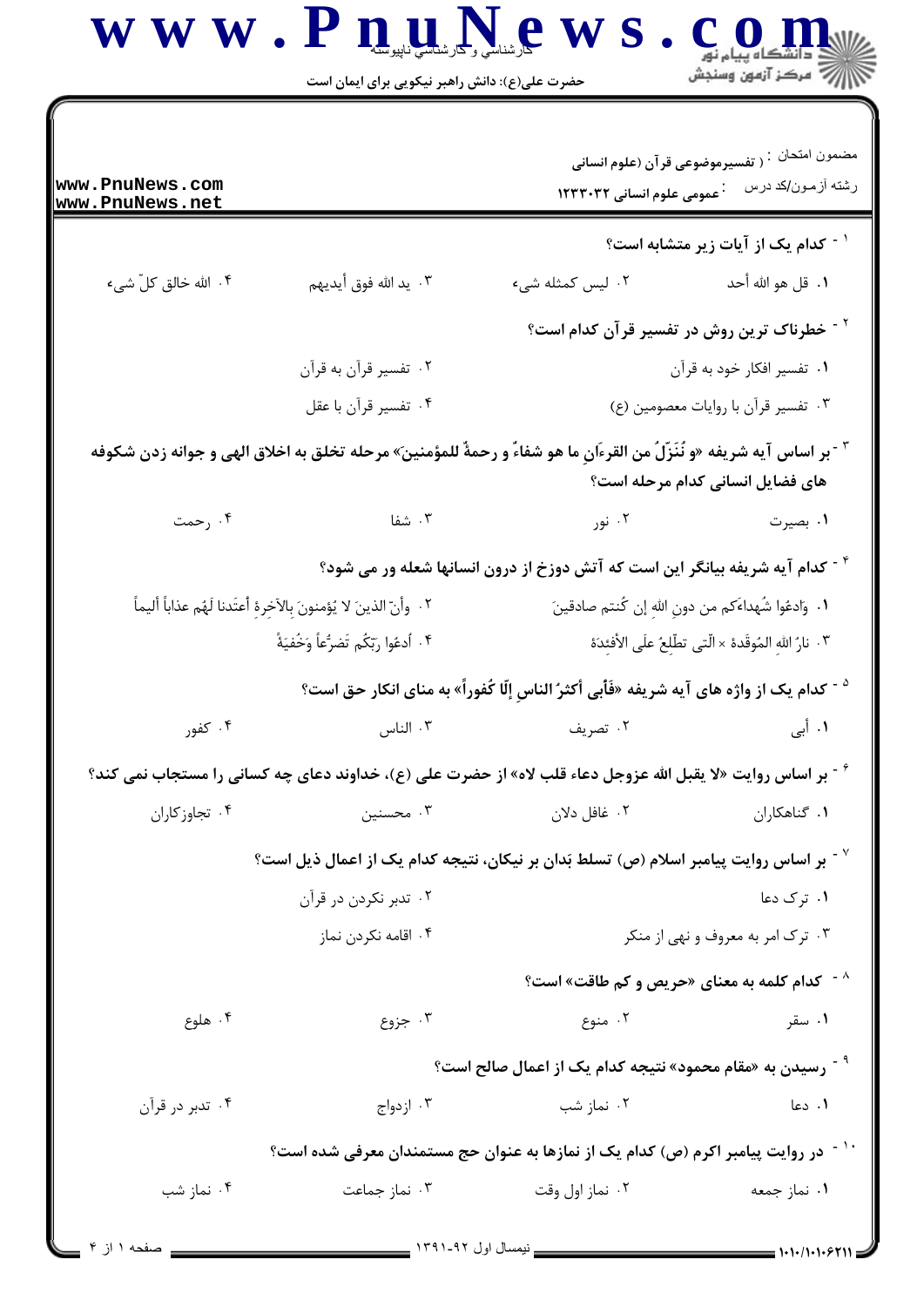مضمون امتحان : (تفسیرموضوعی قرآن (علوم انسانی

رشته آزمون/کد درس : عمومی علوم انسانی ۱۲۳۳۰۳۲

۱- کدام یک از آیات زیر متشابه است؟

۱. قل هو الله أحد
۲. لیس کمثله شیء
۳. ید الله فوق أیدیهم
۴. الله خالق کلّ شیء

۲- خطرناک ترین روش در تفسیر قرآن کدام است؟

۱. تفسیر افکار خود به قرآن
۲. تفسیر قرآن به قرآن
۳. تفسیر قرآن با روایات معصومین (ع)
۴. تفسیر قرآن با عقل

۳- بر اساس آیه شریفه «و نُنَزّلُ من القرءانِ ما هو شفاءٌ و رحمةٌ للمؤمنینَ» مرحله تخلق به اخلاق الهی و جوانه زدن شکوفه های فضایل انسانی کدام مرحله است؟

۱. بصیرت
۲. نور
۳. شفا
۴. رحمت

۴- کدام آیه شریفه بیانگر این است که آتش دوزخ از درون انسانها شعله ور می شود؟

۱. وَادعُوا شُهداءَکم من دونِ اللهِ إن کُنتم صادقینَ
۲. وأنّ الذینَ لا یُؤمنونَ بالآخرةِ أعتَدنا لَهُم عذاباً ألیماً
۳. نارُ اللهِ المُوقَدة × الّتی تطّلِعُ علَی الأفئِدَة
۴. أدعُوا ربّکُم تَضرُّعاً وَخُفیَةً

۵- کدام یک از واژه های آیه شریفه «فَأبی أکثرُ الناسِ إلّا کُفوراً» به منای انکار حق است؟

۱. أبی
۲. تصریف
۳. الناس
۴. کفور

۶- بر اساس روایت «لا یقبل الله عزوجل دعاء قلب لاه» از حضرت علی (ع)، خداوند دعای چه کسانی را مستجاب نمی کند؟

۱. گناهکاران
۲. غافل دلان
۳. محسنین
۴. تجاوزکاران

۷- بر اساس روایت پیامبر اسلام (ص) تسلط بَدان بر نیکان، نتیجه کدام یک از اعمال ذیل است؟

۱. ترک دعا
۲. تدبر نکردن در قرآن
۳. ترک امر به معروف و نهی از منکر
۴. اقامه نکردن نماز

۸- کدام کلمه به معنای «حریص و کم طاقت» است؟

۱. سقر
۲. منوع
۳. جزوع
۴. هلوع

۹- رسیدن به «مقام محمود» نتیجه کدام یک از اعمال صالح است؟

۱. دعا
۲. نماز شب
۳. ازدواج
۴. تدبر در قرآن

۱۰- در روایت پیامبر اکرم (ص) کدام یک از نمازها به عنوان حج مستمندان معرفی شده است؟

۱. نماز جمعه
۲. نماز اول وقت
۳. نماز جماعت
۴. نماز شب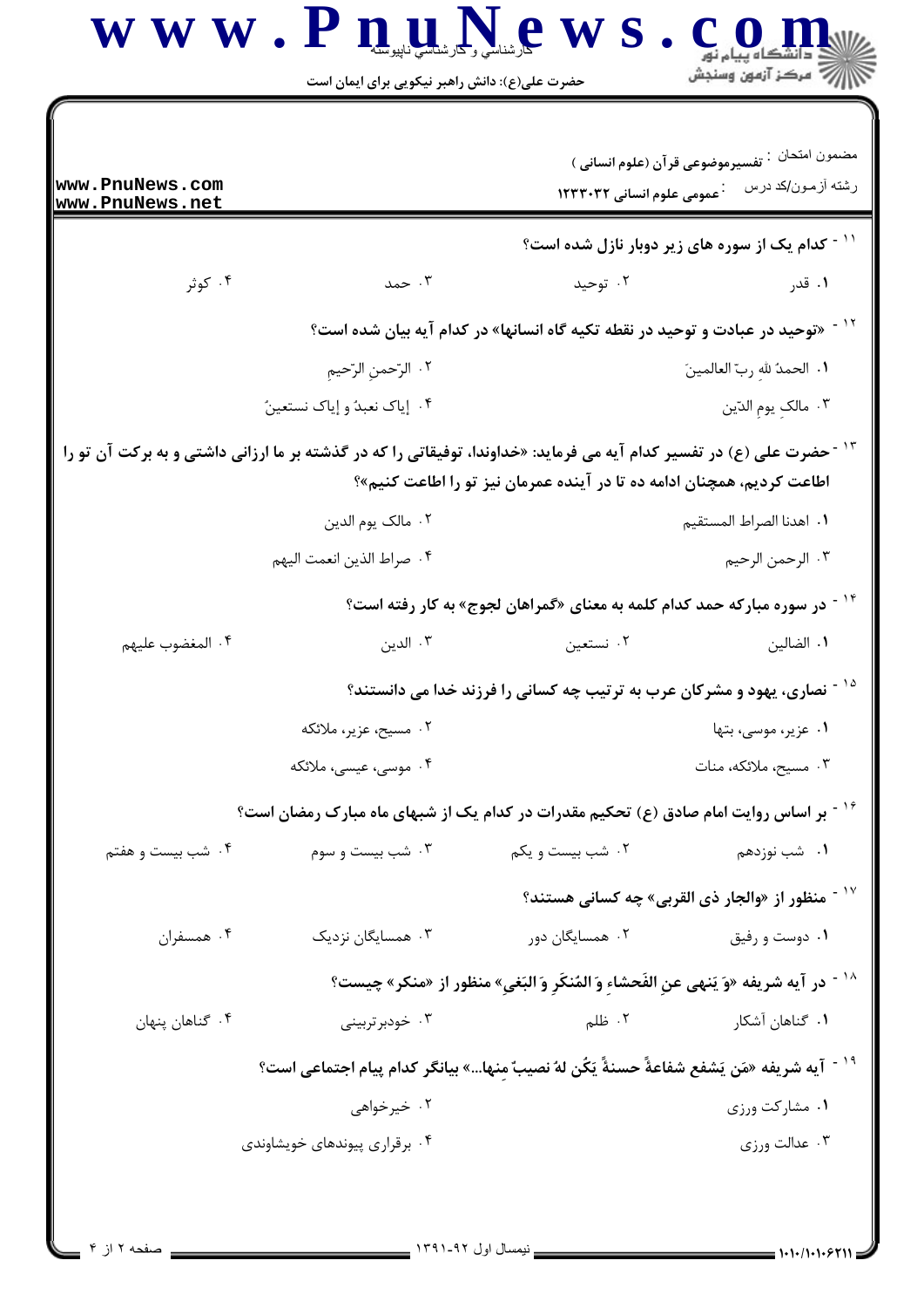مضمون امتحان : تفسیرموضوعی قرآن (علوم انسانی )

رشته آزمون/کد درس : عمومی علوم انسانی ۱۲۳۳۰۳۲

۱۱ - کدام یک از سوره های زیر دوبار نازل شده است؟

۱. قدر ۲. توحید ۳. حمد ۴. کوثر

۱۲ - «توحید در عبادت و توحید در نقطه تکیه گاه انسانها» در کدام آیه بیان شده است؟

۱. الحمدُ للهِ ربّ العالمینَ
۲. الرّحمنِ الرّحیمِ
۳. مالکِ یومِ الدّین
۴. إیاکَ نعبدُ و إیاکَ نستعینُ

۱۳ - حضرت علی (ع) در تفسیر کدام آیه می فرماید: «خداوندا، توفیقاتی را که در گذشته بر ما ارزانی داشتی و به برکت آن تو را اطاعت کردیم، همچنان ادامه ده تا در آینده عمرمان نیز تو را اطاعت کنیم»؟

۱. اهدنا الصراط المستقیم
۲. مالک یوم الدین
۳. الرحمن الرحیم
۴. صراط الذین انعمت الیهم

۱۴ - در سوره مبارکه حمد کدام کلمه به معنای «گمراهان لجوج» به کار رفته است؟

۱. الضالین ۲. نستعین ۳. الدین ۴. المغضوب علیهم

۱۵ - نصاری، یهود و مشرکان عرب به ترتیب چه کسانی را فرزند خدا می دانستند؟

۱. عزیر، موسی، بتها
۲. مسیح، عزیر، ملائکه
۳. مسیح، ملائکه، منات
۴. موسی، عیسی، ملائکه

۱۶ - بر اساس روایت امام صادق (ع) تحکیم مقدرات در کدام یک از شبهای ماه مبارک رمضان است؟

۱. شب نوزدهم ۲. شب بیست و یکم ۳. شب بیست و سوم ۴. شب بیست و هفتم

۱۷ - منظور از «والجار ذی القربی» چه کسانی هستند؟

۱. دوست و رفیق ۲. همسایگان دور ۳. همسایگان نزدیک ۴. همسفران

۱۸ - در آیه شریفه «وَ یَنهی عنِ الفَحشاءِ وَ المُنکَرِ وَ البَغیِ» منظور از «منکر» چیست؟

۱. گناهان آشکار ۲. ظلم ۳. خودبرتربینی ۴. گناهان پنهان

۱۹ - آیه شریفه «مَن یَشفع شفاعةً حسنةً یَکُن لهُ نصیبٌ مِنها...» بیانگر کدام پیام اجتماعی است؟

۱. مشارکت ورزی
۲. خیرخواهی
۳. عدالت ورزی
۴. برقراری پیوندهای خویشاوندی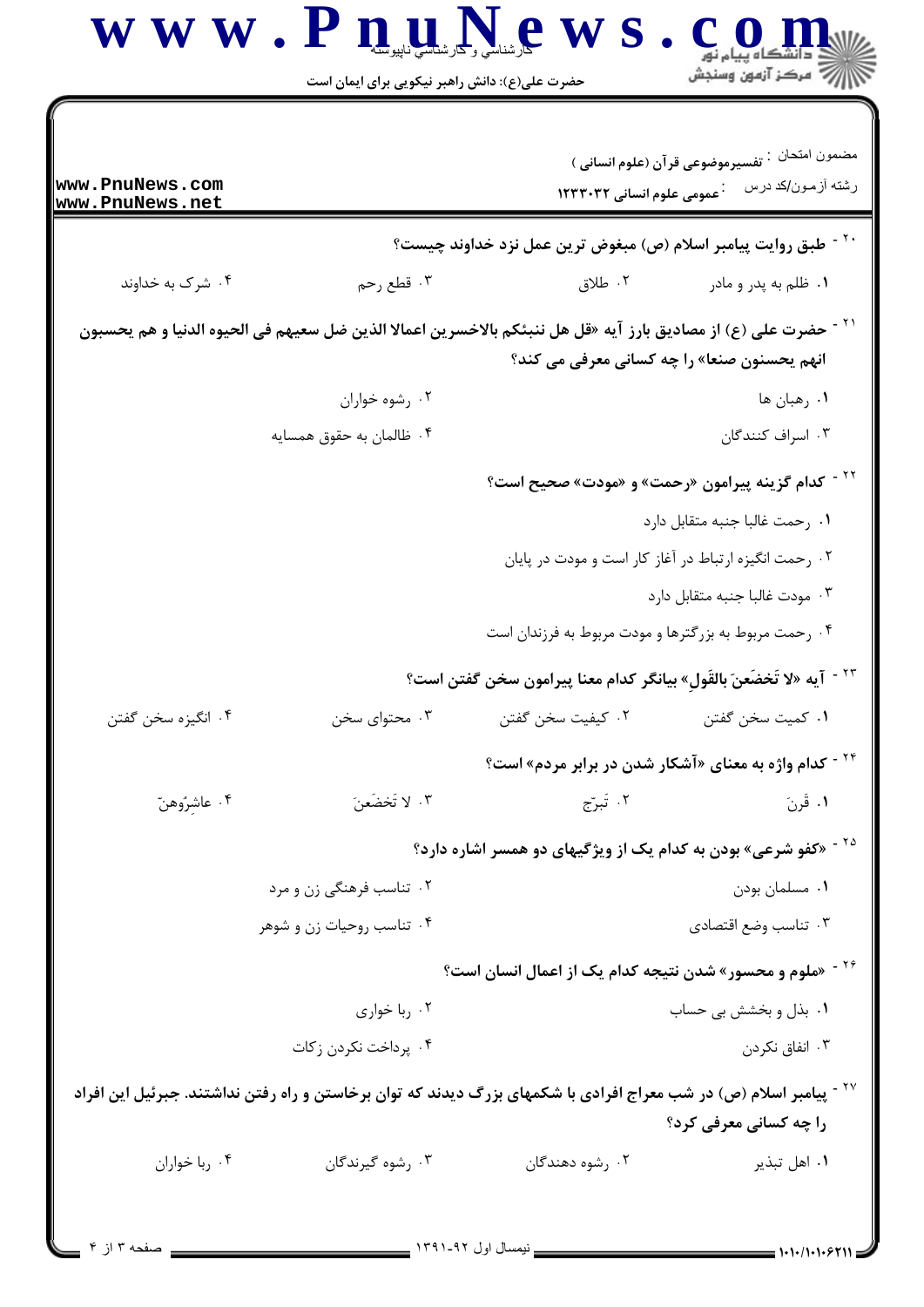مضمون امتحان : تفسیرموضوعی قرآن (علوم انسانی )

رشته آزمون/کد درس : عمومی علوم انسانی ۱۲۳۳۰۳۲

۲۰- طبق روایت پیامبر اسلام (ص) مبغوض ترین عمل نزد خداوند چیست؟

۱. ظلم به پدر و مادر
۲. طلاق
۳. قطع رحم
۴. شرک به خداوند

۲۱- حضرت علی (ع) از مصادیق بارز آیه «قل هل ننبئکم بالاخسرین اعمالا الذین ضل سعیهم فی الحیوه الدنیا و هم یحسبون انهم یحسنون صنعا» را چه کسانی معرفی می کند؟

۱. رهبان ها
۲. رشوه خواران
۳. اسراف کنندگان
۴. ظالمان به حقوق همسایه

۲۲- کدام گزینه پیرامون «رحمت» و «مودت» صحیح است؟

۱. رحمت غالبا جنبه متقابل دارد
۲. رحمت انگیزه ارتباط در آغاز کار است و مودت در پایان
۳. مودت غالبا جنبه متقابل دارد
۴. رحمت مربوط به بزرگترها و مودت مربوط به فرزندان است

۲۳- آیه «لا تَخضَعنَ بالقَولِ» بیانگر کدام معنا پیرامون سخن گفتن است؟

۱. کمیت سخن گفتن
۲. کیفیت سخن گفتن
۳. محتوای سخن
۴. انگیزه سخن گفتن

۲۴- کدام واژه به معنای «آشکار شدن در برابر مردم» است؟

۱. قَرنَ
۲. تَبرّج
۳. لا تَخضَعنَ
۴. عاشِرُوهنّ

۲۵- «کفو شرعی» بودن به کدام یک از ویژگیهای دو همسر اشاره دارد؟

۱. مسلمان بودن
۲. تناسب فرهنگی زن و مرد
۳. تناسب وضع اقتصادی
۴. تناسب روحیات زن و شوهر

۲۶- «ملوم و محسور» شدن نتیجه کدام یک از اعمال انسان است؟

۱. بذل و بخشش بی حساب
۲. ربا خواری
۳. انفاق نکردن
۴. پرداخت نکردن زکات

۲۷- پیامبر اسلام (ص) در شب معراج افرادی با شکمهای بزرگ دیدند که توان برخاستن و راه رفتن نداشتند. جبرئیل این افراد را چه کسانی معرفی کرد؟

۱. اهل تبذیر
۲. رشوه دهندگان
۳. رشوه گیرندگان
۴. ربا خواران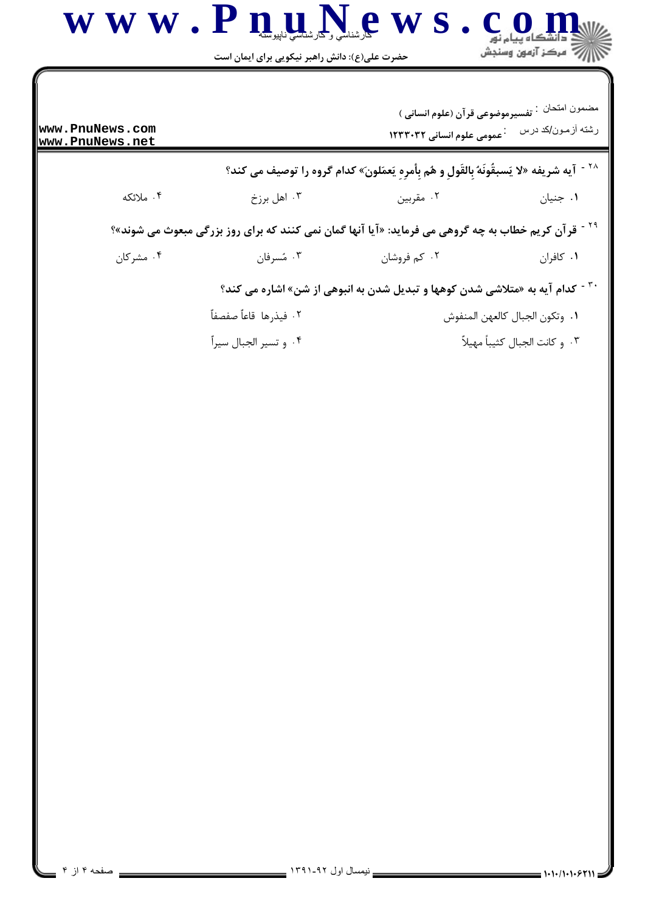مضمون امتحان : تفسیرموضوعی قرآن (علوم انسانی )

رشته آزمون/کد درس : عمومی علوم انسانی ۱۲۳۳۰۳۲

۲۸ - آیه شریفه «لا یَسبِقُونَهُ بِالقَولِ و هُم بِأمرِهِ یَعمَلونَ» کدام گروه را توصیف می کند؟

۱. جنیان
۲. مقربین
۳. اهل برزخ
۴. ملائکه

۲۹ - قرآن کریم خطاب به چه گروهی می فرماید: «آیا آنها گمان نمی کنند که برای روز بزرگی مبعوث می شوند»؟

۱. کافران
۲. کم فروشان
۳. مُسرفان
۴. مشرکان

۳۰ - کدام آیه به «متلاشی شدن کوهها و تبدیل شدن به انبوهی از شن» اشاره می کند؟

۱. وتکون الجبال کالعهن المنفوش
۲. فیذرها قاعاً صفصفاً
۳. و کانت الجبال کثیباً مهیلاً
۴. و تسیر الجبال سیراً